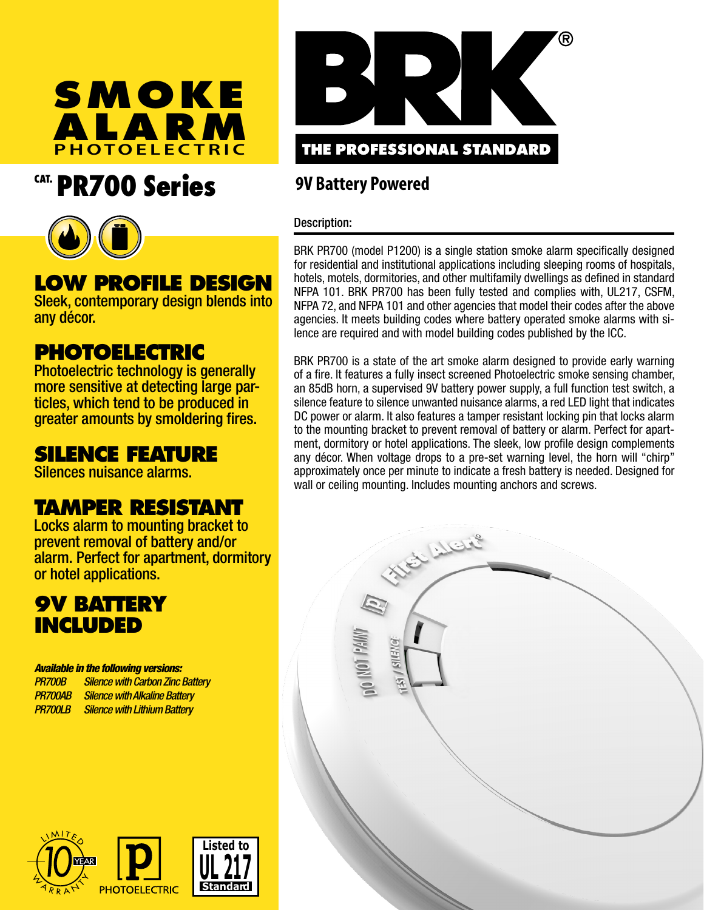# SMOKE ALARM
## PHOTOELECTRIC

# CAT. PR700 Series

BRK®
THE PROFESSIONAL STANDARD

## 9V Battery Powered

### LOW PROFILE DESIGN
Sleek, contemporary design blends into any décor.

### PHOTOELECTRIC
Photoelectric technology is generally more sensitive at detecting large particles, which tend to be produced in greater amounts by smoldering fires.

### SILENCE FEATURE
Silences nuisance alarms.

### TAMPER RESISTANT
Locks alarm to mounting bracket to prevent removal of battery and/or alarm. Perfect for apartment, dormitory or hotel applications.

### 9V BATTERY INCLUDED

***Available in the following versions:***

| | |
|---|---|
| *PR700B* | *Silence with Carbon Zinc Battery* |
| *PR700AB* | *Silence with Alkaline Battery* |
| *PR700LB* | *Silence with Lithium Battery* |

LIMITED 10 YEAR WARRANTY

PHOTOELECTRIC

Listed to UL 217 Standard

### Description:

BRK PR700 (model P1200) is a single station smoke alarm specifically designed for residential and institutional applications including sleeping rooms of hospitals, hotels, motels, dormitories, and other multifamily dwellings as defined in standard NFPA 101. BRK PR700 has been fully tested and complies with, UL217, CSFM, NFPA 72, and NFPA 101 and other agencies that model their codes after the above agencies. It meets building codes where battery operated smoke alarms with silence are required and with model building codes published by the ICC.

BRK PR700 is a state of the art smoke alarm designed to provide early warning of a fire. It features a fully insect screened Photoelectric smoke sensing chamber, an 85dB horn, a supervised 9V battery power supply, a full function test switch, a silence feature to silence unwanted nuisance alarms, a red LED light that indicates DC power or alarm. It also features a tamper resistant locking pin that locks alarm to the mounting bracket to prevent removal of battery or alarm. Perfect for apartment, dormitory or hotel applications. The sleek, low profile design complements any décor. When voltage drops to a pre-set warning level, the horn will "chirp" approximately once per minute to indicate a fresh battery is needed. Designed for wall or ceiling mounting. Includes mounting anchors and screws.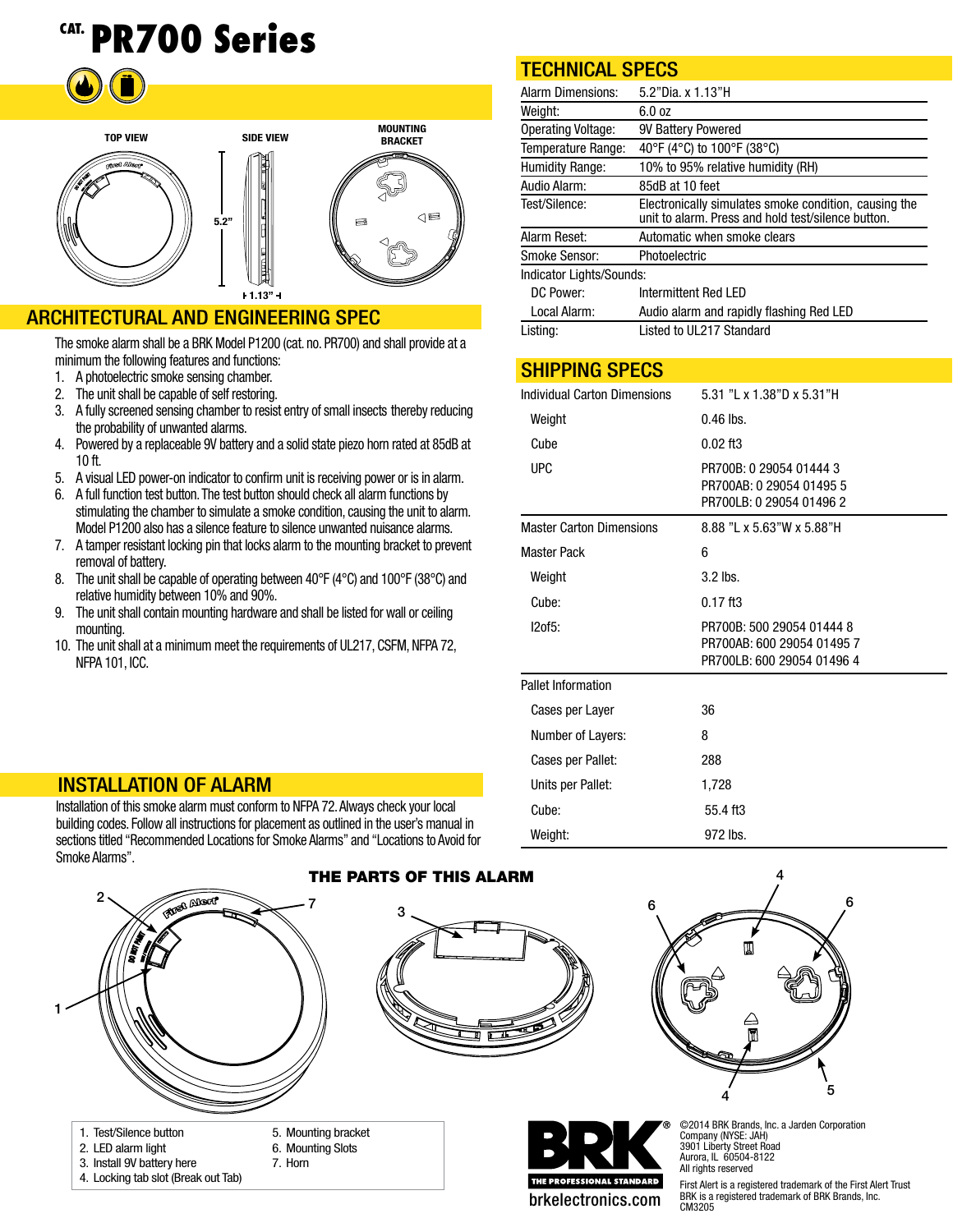# CAT. PR700 Series

TOP VIEW

SIDE VIEW

MOUNTING BRACKET

5.2"

1.13"

## ARCHITECTURAL AND ENGINEERING SPEC

The smoke alarm shall be a BRK Model P1200 (cat. no. PR700) and shall provide at a minimum the following features and functions:

1. A photoelectric smoke sensing chamber.
2. The unit shall be capable of self restoring.
3. A fully screened sensing chamber to resist entry of small insects thereby reducing the probability of unwanted alarms.
4. Powered by a replaceable 9V battery and a solid state piezo horn rated at 85dB at 10 ft.
5. A visual LED power-on indicator to confirm unit is receiving power or is in alarm.
6. A full function test button. The test button should check all alarm functions by stimulating the chamber to simulate a smoke condition, causing the unit to alarm. Model P1200 also has a silence feature to silence unwanted nuisance alarms.
7. A tamper resistant locking pin that locks alarm to the mounting bracket to prevent removal of battery.
8. The unit shall be capable of operating between 40°F (4°C) and 100°F (38°C) and relative humidity between 10% and 90%.
9. The unit shall contain mounting hardware and shall be listed for wall or ceiling mounting.
10. The unit shall at a minimum meet the requirements of UL217, CSFM, NFPA 72, NFPA 101, ICC.

## INSTALLATION OF ALARM

Installation of this smoke alarm must conform to NFPA 72. Always check your local building codes. Follow all instructions for placement as outlined in the user's manual in sections titled "Recommended Locations for Smoke Alarms" and "Locations to Avoid for Smoke Alarms".

## TECHNICAL SPECS

| | |
|---|---|
| Alarm Dimensions: | 5.2"Dia. x 1.13"H |
| Weight: | 6.0 oz |
| Operating Voltage: | 9V Battery Powered |
| Temperature Range: | 40°F (4°C) to 100°F (38°C) |
| Humidity Range: | 10% to 95% relative humidity (RH) |
| Audio Alarm: | 85dB at 10 feet |
| Test/Silence: | Electronically simulates smoke condition, causing the unit to alarm. Press and hold test/silence button. |
| Alarm Reset: | Automatic when smoke clears |
| Smoke Sensor: | Photoelectric |
| Indicator Lights/Sounds: | |
| DC Power: | Intermittent Red LED |
| Local Alarm: | Audio alarm and rapidly flashing Red LED |
| Listing: | Listed to UL217 Standard |

## SHIPPING SPECS

| | |
|---|---|
| Individual Carton Dimensions | 5.31 "L x 1.38"D x 5.31"H |
| Weight | 0.46 lbs. |
| Cube | 0.02 ft3 |
| UPC | PR700B: 0 29054 01444 3<br>PR700AB: 0 29054 01495 5<br>PR700LB: 0 29054 01496 2 |
| Master Carton Dimensions | 8.88 "L x 5.63"W x 5.88"H |
| Master Pack | 6 |
| Weight | 3.2 lbs. |
| Cube: | 0.17 ft3 |
| I2of5: | PR700B: 500 29054 01444 8<br>PR700AB: 600 29054 01495 7<br>PR700LB: 600 29054 01496 4 |
| Pallet Information | |
| Cases per Layer | 36 |
| Number of Layers: | 8 |
| Cases per Pallet: | 288 |
| Units per Pallet: | 1,728 |
| Cube: | 55.4 ft3 |
| Weight: | 972 lbs. |

### THE PARTS OF THIS ALARM

1. Test/Silence button
2. LED alarm light
3. Install 9V battery here
4. Locking tab slot (Break out Tab)
5. Mounting bracket
6. Mounting Slots
7. Horn

BRK THE PROFESSIONAL STANDARD

brkelectronics.com

©2014 BRK Brands, Inc. a Jarden Corporation Company (NYSE: JAH)
3901 Liberty Street Road
Aurora, IL 60504-8122
All rights reserved

First Alert is a registered trademark of the First Alert Trust
BRK is a registered trademark of BRK Brands, Inc.
CM3205